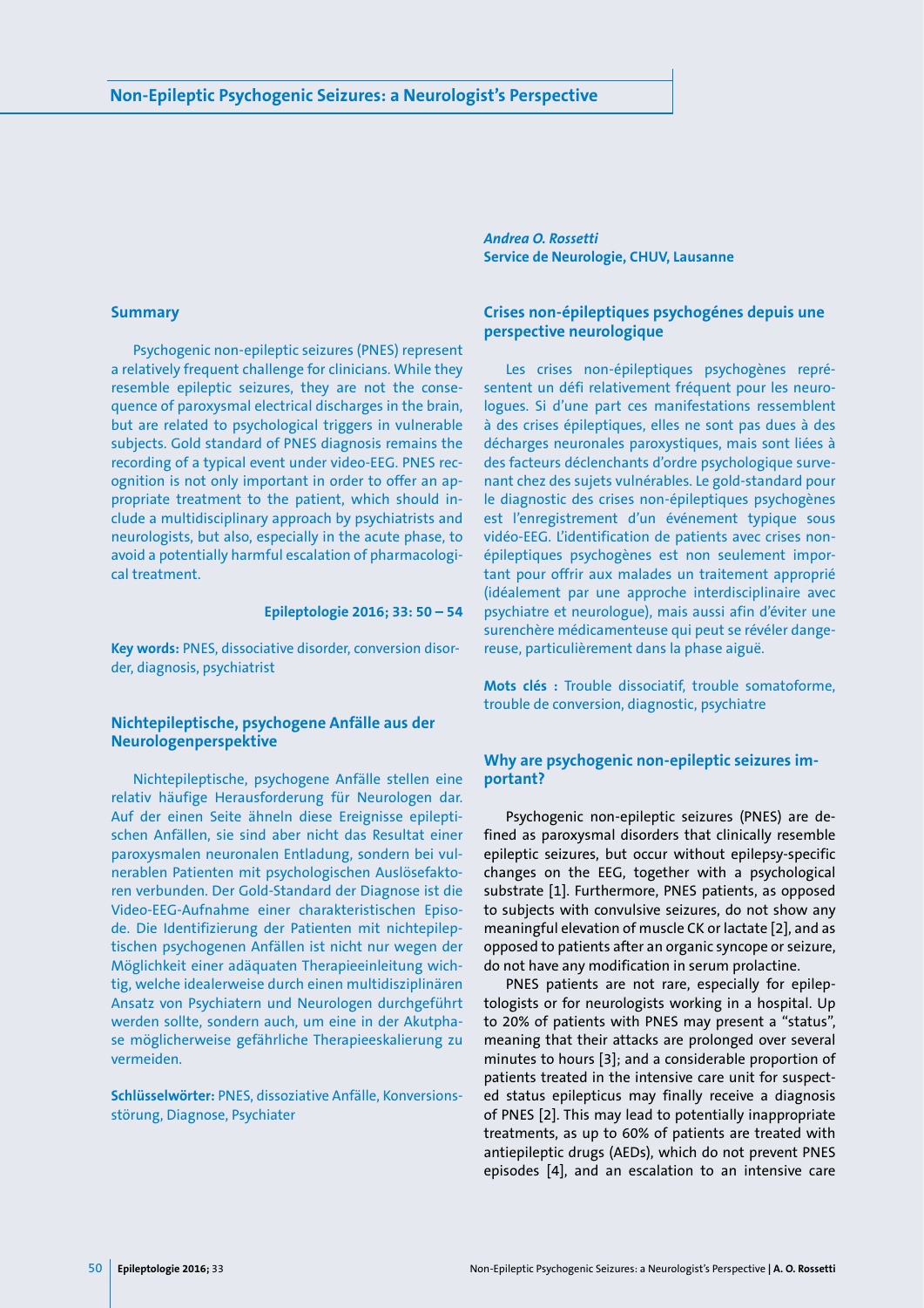# Non-Epileptic Psychogenic Seizures: a Neurologist's Perspective

*Andrea O. Rossetti*
**Service de Neurologie, CHUV, Lausanne**

## Summary

Psychogenic non-epileptic seizures (PNES) represent a relatively frequent challenge for clinicians. While they resemble epileptic seizures, they are not the consequence of paroxysmal electrical discharges in the brain, but are related to psychological triggers in vulnerable subjects. Gold standard of PNES diagnosis remains the recording of a typical event under video-EEG. PNES recognition is not only important in order to offer an appropriate treatment to the patient, which should include a multidisciplinary approach by psychiatrists and neurologists, but also, especially in the acute phase, to avoid a potentially harmful escalation of pharmacological treatment.

**Epileptologie 2016; 33: 50 – 54**

**Key words:** PNES, dissociative disorder, conversion disorder, diagnosis, psychiatrist

## Nichtepileptische, psychogene Anfälle aus der Neurologenperspektive

Nichtepileptische, psychogene Anfälle stellen eine relativ häufige Herausforderung für Neurologen dar. Auf der einen Seite ähneln diese Ereignisse epileptischen Anfällen, sie sind aber nicht das Resultat einer paroxysmalen neuronalen Entladung, sondern bei vulnerablen Patienten mit psychologischen Auslösefaktoren verbunden. Der Gold-Standard der Diagnose ist die Video-EEG-Aufnahme einer charakteristischen Episode. Die Identifizierung der Patienten mit nichtepileptischen psychogenen Anfällen ist nicht nur wegen der Möglichkeit einer adäquaten Therapieeinleitung wichtig, welche idealerweise durch einen multidisziplinären Ansatz von Psychiatern und Neurologen durchgeführt werden sollte, sondern auch, um eine in der Akutphase möglicherweise gefährliche Therapieeskalierung zu vermeiden.

**Schlüsselwörter:** PNES, dissoziative Anfälle, Konversionsstörung, Diagnose, Psychiater

## Crises non-épileptiques psychogénes depuis une perspective neurologique

Les crises non-épileptiques psychogènes représentent un défi relativement fréquent pour les neurologues. Si d'une part ces manifestations ressemblent à des crises épileptiques, elles ne sont pas dues à des décharges neuronales paroxystiques, mais sont liées à des facteurs déclenchants d'ordre psychologique survenant chez des sujets vulnérables. Le gold-standard pour le diagnostic des crises non-épileptiques psychogènes est l'enregistrement d'un événement typique sous vidéo-EEG. L'identification de patients avec crises non-épileptiques psychogènes est non seulement important pour offrir aux malades un traitement approprié (idéalement par une approche interdisciplinaire avec psychiatre et neurologue), mais aussi afin d'éviter une surenchère médicamenteuse qui peut se révéler dangereuse, particulièrement dans la phase aiguë.

**Mots clés :** Trouble dissociatif, trouble somatoforme, trouble de conversion, diagnostic, psychiatre

## Why are psychogenic non-epileptic seizures important?

Psychogenic non-epileptic seizures (PNES) are defined as paroxysmal disorders that clinically resemble epileptic seizures, but occur without epilepsy-specific changes on the EEG, together with a psychological substrate [1]. Furthermore, PNES patients, as opposed to subjects with convulsive seizures, do not show any meaningful elevation of muscle CK or lactate [2], and as opposed to patients after an organic syncope or seizure, do not have any modification in serum prolactine.

PNES patients are not rare, especially for epileptologists or for neurologists working in a hospital. Up to 20% of patients with PNES may present a "status", meaning that their attacks are prolonged over several minutes to hours [3]; and a considerable proportion of patients treated in the intensive care unit for suspected status epilepticus may finally receive a diagnosis of PNES [2]. This may lead to potentially inappropriate treatments, as up to 60% of patients are treated with antiepileptic drugs (AEDs), which do not prevent PNES episodes [4], and an escalation to an intensive care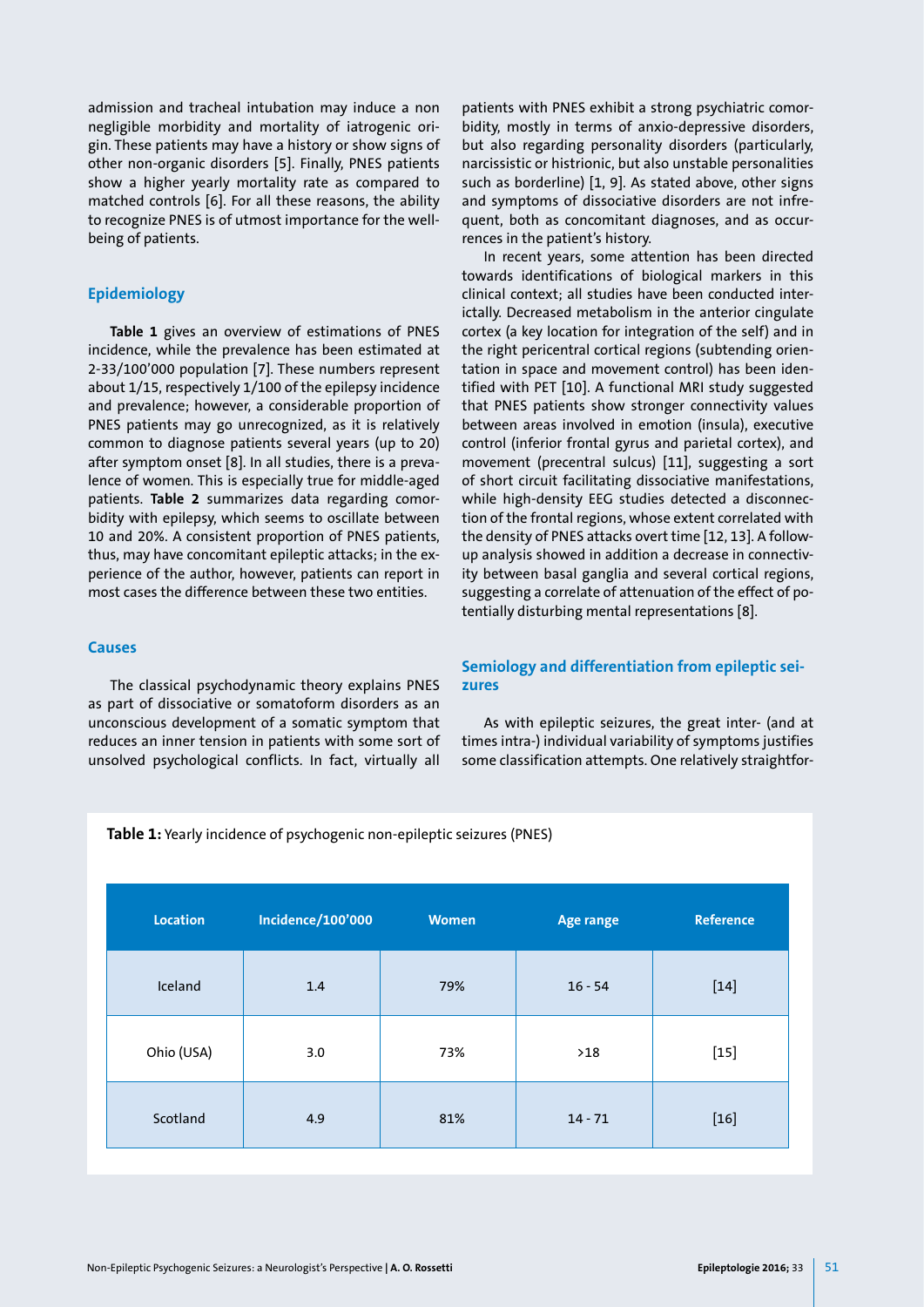admission and tracheal intubation may induce a non negligible morbidity and mortality of iatrogenic origin. These patients may have a history or show signs of other non-organic disorders [5]. Finally, PNES patients show a higher yearly mortality rate as compared to matched controls [6]. For all these reasons, the ability to recognize PNES is of utmost importance for the well-being of patients.

## Epidemiology

**Table 1** gives an overview of estimations of PNES incidence, while the prevalence has been estimated at 2-33/100'000 population [7]. These numbers represent about 1/15, respectively 1/100 of the epilepsy incidence and prevalence; however, a considerable proportion of PNES patients may go unrecognized, as it is relatively common to diagnose patients several years (up to 20) after symptom onset [8]. In all studies, there is a prevalence of women. This is especially true for middle-aged patients. **Table 2** summarizes data regarding comorbidity with epilepsy, which seems to oscillate between 10 and 20%. A consistent proportion of PNES patients, thus, may have concomitant epileptic attacks; in the experience of the author, however, patients can report in most cases the difference between these two entities.

## Causes

The classical psychodynamic theory explains PNES as part of dissociative or somatoform disorders as an unconscious development of a somatic symptom that reduces an inner tension in patients with some sort of unsolved psychological conflicts. In fact, virtually all patients with PNES exhibit a strong psychiatric comorbidity, mostly in terms of anxio-depressive disorders, but also regarding personality disorders (particularly, narcissistic or histrionic, but also unstable personalities such as borderline) [1, 9]. As stated above, other signs and symptoms of dissociative disorders are not infrequent, both as concomitant diagnoses, and as occurrences in the patient's history.

In recent years, some attention has been directed towards identifications of biological markers in this clinical context; all studies have been conducted interictally. Decreased metabolism in the anterior cingulate cortex (a key location for integration of the self) and in the right pericentral cortical regions (subtending orientation in space and movement control) has been identified with PET [10]. A functional MRI study suggested that PNES patients show stronger connectivity values between areas involved in emotion (insula), executive control (inferior frontal gyrus and parietal cortex), and movement (precentral sulcus) [11], suggesting a sort of short circuit facilitating dissociative manifestations, while high-density EEG studies detected a disconnection of the frontal regions, whose extent correlated with the density of PNES attacks overt time [12, 13]. A follow-up analysis showed in addition a decrease in connectivity between basal ganglia and several cortical regions, suggesting a correlate of attenuation of the effect of potentially disturbing mental representations [8].

## Semiology and differentiation from epileptic seizures

As with epileptic seizures, the great inter- (and at times intra-) individual variability of symptoms justifies some classification attempts. One relatively straightfor-

**Table 1:** Yearly incidence of psychogenic non-epileptic seizures (PNES)

| Location | Incidence/100'000 | Women | Age range | Reference |
|---|---|---|---|---|
| Iceland | 1.4 | 79% | 16 - 54 | [14] |
| Ohio (USA) | 3.0 | 73% | >18 | [15] |
| Scotland | 4.9 | 81% | 14 - 71 | [16] |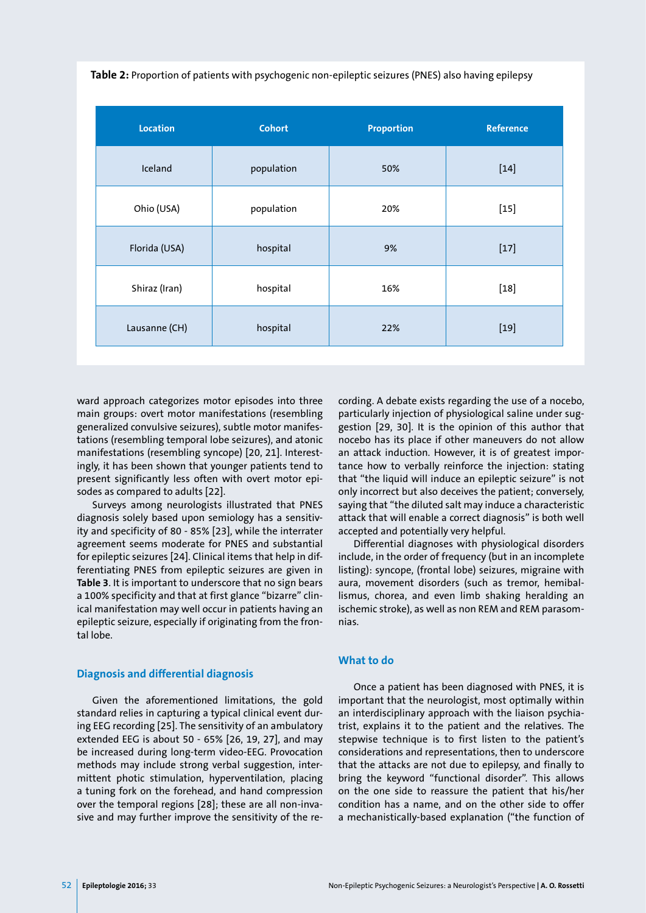**Table 2:** Proportion of patients with psychogenic non-epileptic seizures (PNES) also having epilepsy

| Location | Cohort | Proportion | Reference |
| --- | --- | --- | --- |
| Iceland | population | 50% | [14] |
| Ohio (USA) | population | 20% | [15] |
| Florida (USA) | hospital | 9% | [17] |
| Shiraz (Iran) | hospital | 16% | [18] |
| Lausanne (CH) | hospital | 22% | [19] |

ward approach categorizes motor episodes into three main groups: overt motor manifestations (resembling generalized convulsive seizures), subtle motor manifestations (resembling temporal lobe seizures), and atonic manifestations (resembling syncope) [20, 21]. Interestingly, it has been shown that younger patients tend to present significantly less often with overt motor episodes as compared to adults [22].

Surveys among neurologists illustrated that PNES diagnosis solely based upon semiology has a sensitivity and specificity of 80 - 85% [23], while the interrater agreement seems moderate for PNES and substantial for epileptic seizures [24]. Clinical items that help in differentiating PNES from epileptic seizures are given in **Table 3**. It is important to underscore that no sign bears a 100% specificity and that at first glance "bizarre" clinical manifestation may well occur in patients having an epileptic seizure, especially if originating from the frontal lobe.

## Diagnosis and differential diagnosis

Given the aforementioned limitations, the gold standard relies in capturing a typical clinical event during EEG recording [25]. The sensitivity of an ambulatory extended EEG is about 50 - 65% [26, 19, 27], and may be increased during long-term video-EEG. Provocation methods may include strong verbal suggestion, intermittent photic stimulation, hyperventilation, placing a tuning fork on the forehead, and hand compression over the temporal regions [28]; these are all non-invasive and may further improve the sensitivity of the recording. A debate exists regarding the use of a nocebo, particularly injection of physiological saline under suggestion [29, 30]. It is the opinion of this author that nocebo has its place if other maneuvers do not allow an attack induction. However, it is of greatest importance how to verbally reinforce the injection: stating that "the liquid will induce an epileptic seizure" is not only incorrect but also deceives the patient; conversely, saying that "the diluted salt may induce a characteristic attack that will enable a correct diagnosis" is both well accepted and potentially very helpful.

Differential diagnoses with physiological disorders include, in the order of frequency (but in an incomplete listing): syncope, (frontal lobe) seizures, migraine with aura, movement disorders (such as tremor, hemiballismus, chorea, and even limb shaking heralding an ischemic stroke), as well as non REM and REM parasomnias.

## What to do

Once a patient has been diagnosed with PNES, it is important that the neurologist, most optimally within an interdisciplinary approach with the liaison psychiatrist, explains it to the patient and the relatives. The stepwise technique is to first listen to the patient's considerations and representations, then to underscore that the attacks are not due to epilepsy, and finally to bring the keyword "functional disorder". This allows on the one side to reassure the patient that his/her condition has a name, and on the other side to offer a mechanistically-based explanation ("the function of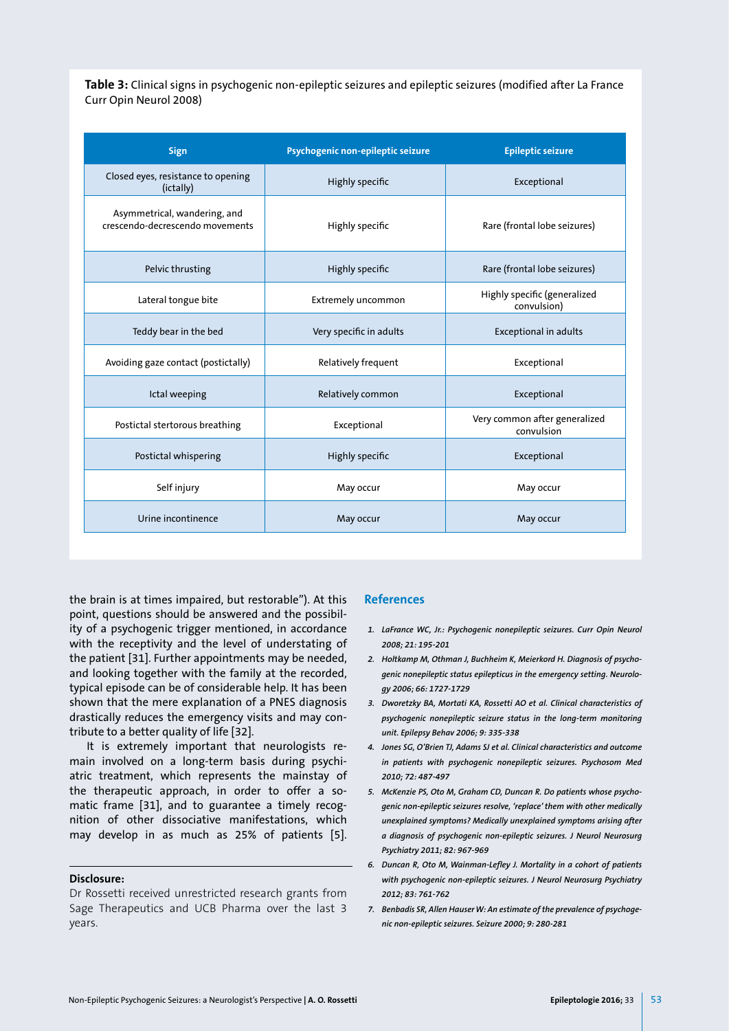**Table 3:** Clinical signs in psychogenic non-epileptic seizures and epileptic seizures (modified after La France Curr Opin Neurol 2008)

| Sign | Psychogenic non-epileptic seizure | Epileptic seizure |
|---|---|---|
| Closed eyes, resistance to opening (ictally) | Highly specific | Exceptional |
| Asymmetrical, wandering, and crescendo-decrescendo movements | Highly specific | Rare (frontal lobe seizures) |
| Pelvic thrusting | Highly specific | Rare (frontal lobe seizures) |
| Lateral tongue bite | Extremely uncommon | Highly specific (generalized convulsion) |
| Teddy bear in the bed | Very specific in adults | Exceptional in adults |
| Avoiding gaze contact (postictally) | Relatively frequent | Exceptional |
| Ictal weeping | Relatively common | Exceptional |
| Postictal stertorous breathing | Exceptional | Very common after generalized convulsion |
| Postictal whispering | Highly specific | Exceptional |
| Self injury | May occur | May occur |
| Urine incontinence | May occur | May occur |

the brain is at times impaired, but restorable"). At this point, questions should be answered and the possibility of a psychogenic trigger mentioned, in accordance with the receptivity and the level of understating of the patient [31]. Further appointments may be needed, and looking together with the family at the recorded, typical episode can be of considerable help. It has been shown that the mere explanation of a PNES diagnosis drastically reduces the emergency visits and may contribute to a better quality of life [32].

It is extremely important that neurologists remain involved on a long-term basis during psychiatric treatment, which represents the mainstay of the therapeutic approach, in order to offer a somatic frame [31], and to guarantee a timely recognition of other dissociative manifestations, which may develop in as much as 25% of patients [5].

**Disclosure:**

Dr Rossetti received unrestricted research grants from Sage Therapeutics and UCB Pharma over the last 3 years.

## References

1. *LaFrance WC, Jr.: Psychogenic nonepileptic seizures. Curr Opin Neurol 2008; 21: 195-201*
2. *Holtkamp M, Othman J, Buchheim K, Meierkord H. Diagnosis of psychogenic nonepileptic status epilepticus in the emergency setting. Neurology 2006; 66: 1727-1729*
3. *Dworetzky BA, Mortati KA, Rossetti AO et al. Clinical characteristics of psychogenic nonepileptic seizure status in the long-term monitoring unit. Epilepsy Behav 2006; 9: 335-338*
4. *Jones SG, O'Brien TJ, Adams SJ et al. Clinical characteristics and outcome in patients with psychogenic nonepileptic seizures. Psychosom Med 2010; 72: 487-497*
5. *McKenzie PS, Oto M, Graham CD, Duncan R. Do patients whose psychogenic non-epileptic seizures resolve, 'replace' them with other medically unexplained symptoms? Medically unexplained symptoms arising after a diagnosis of psychogenic non-epileptic seizures. J Neurol Neurosurg Psychiatry 2011; 82: 967-969*
6. *Duncan R, Oto M, Wainman-Lefley J. Mortality in a cohort of patients with psychogenic non-epileptic seizures. J Neurol Neurosurg Psychiatry 2012; 83: 761-762*
7. *Benbadis SR, Allen Hauser W: An estimate of the prevalence of psychogenic non-epileptic seizures. Seizure 2000; 9: 280-281*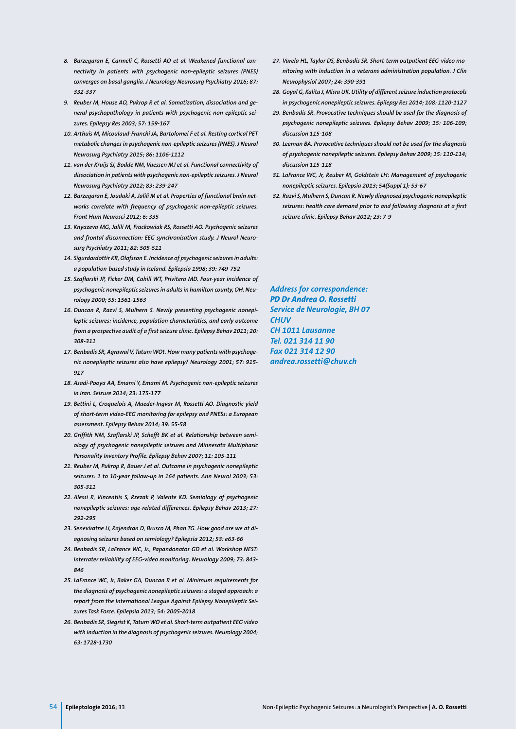8. Barzegaran E, Carmeli C, Rossetti AO et al. Weakened functional connectivity in patients with psychogenic non-epileptic seizures (PNES) converges on basal ganglia. J Neurology Neurosurg Psychiatry 2016; 87: 332-337
9. Reuber M, House AO, Pukrop R et al. Somatization, dissociation and general psychopathology in patients with psychogenic non-epileptic seizures. Epilepsy Res 2003; 57: 159-167
10. Arthuis M, Micoulaud-Franchi JA, Bartolomei F et al. Resting cortical PET metabolic changes in psychogenic non-epileptic seizures (PNES). J Neurol Neurosurg Psychiatry 2015; 86: 1106-1112
11. van der Kruijs SJ, Bodde NM, Vaessen MJ et al. Functional connectivity of dissociation in patients with psychogenic non-epileptic seizures. J Neurol Neurosurg Psychiatry 2012; 83: 239-247
12. Barzegaran E, Joudaki A, Jalili M et al. Properties of functional brain networks correlate with frequency of psychogenic non-epileptic seizures. Front Hum Neurosci 2012; 6: 335
13. Knyazeva MG, Jalili M, Frackowiak RS, Rossetti AO. Psychogenic seizures and frontal disconnection: EEG synchronisation study. J Neurol Neurosurg Psychiatry 2011; 82: 505-511
14. Sigurdardottir KR, Olafsson E. Incidence of psychogenic seizures in adults: a population-based study in Iceland. Epilepsia 1998; 39: 749-752
15. Szaflarski JP, Ficker DM, Cahill WT, Privitera MD. Four-year incidence of psychogenic nonepileptic seizures in adults in hamilton county, OH. Neurology 2000; 55: 1561-1563
16. Duncan R, Razvi S, Mulhern S. Newly presenting psychogenic nonepileptic seizures: incidence, population characteristics, and early outcome from a prospective audit of a first seizure clinic. Epilepsy Behav 2011; 20: 308-311
17. Benbadis SR, Agrawal V, Tatum WOt. How many patients with psychogenic nonepileptic seizures also have epilepsy? Neurology 2001; 57: 915-917
18. Asadi-Pooya AA, Emami Y, Emami M. Psychogenic non-epileptic seizures in Iran. Seizure 2014; 23: 175-177
19. Bettini L, Croquelois A, Maeder-Ingvar M, Rossetti AO. Diagnostic yield of short-term video-EEG monitoring for epilepsy and PNESs: a European assessment. Epilepsy Behav 2014; 39: 55-58
20. Griffith NM, Szaflarski JP, Schefft BK et al. Relationship between semiology of psychogenic nonepileptic seizures and Minnesota Multiphasic Personality Inventory Profile. Epilepsy Behav 2007; 11: 105-111
21. Reuber M, Pukrop R, Bauer J et al. Outcome in psychogenic nonepileptic seizures: 1 to 10-year follow-up in 164 patients. Ann Neurol 2003; 53: 305-311
22. Alessi R, Vincentiis S, Rzezak P, Valente KD. Semiology of psychogenic nonepileptic seizures: age-related differences. Epilepsy Behav 2013; 27: 292-295
23. Seneviratne U, Rajendran D, Brusco M, Phan TG. How good are we at diagnosing seizures based on semiology? Epilepsia 2012; 53: e63-66
24. Benbadis SR, LaFrance WC, Jr., Papandonatos GD et al. Workshop NEST: Interrater reliability of EEG-video monitoring. Neurology 2009; 73: 843-846
25. LaFrance WC, Jr, Baker GA, Duncan R et al. Minimum requirements for the diagnosis of psychogenic nonepileptic seizures: a staged approach: a report from the International League Against Epilepsy Nonepileptic Seizures Task Force. Epilepsia 2013; 54: 2005-2018
26. Benbadis SR, Siegrist K, Tatum WO et al. Short-term outpatient EEG video with induction in the diagnosis of psychogenic seizures. Neurology 2004; 63: 1728-1730
27. Varela HL, Taylor DS, Benbadis SR. Short-term outpatient EEG-video monitoring with induction in a veterans administration population. J Clin Neurophysiol 2007; 24: 390-391
28. Goyal G, Kalita J, Misra UK. Utility of different seizure induction protocols in psychogenic nonepileptic seizures. Epilepsy Res 2014; 108: 1120-1127
29. Benbadis SR. Provocative techniques should be used for the diagnosis of psychogenic nonepileptic seizures. Epilepsy Behav 2009; 15: 106-109; discussion 115-108
30. Leeman BA. Provocative techniques should not be used for the diagnosis of psychogenic nonepileptic seizures. Epilepsy Behav 2009; 15: 110-114; discussion 115-118
31. LaFrance WC, Jr, Reuber M, Goldstein LH: Management of psychogenic nonepileptic seizures. Epilepsia 2013; 54(Suppl 1): 53-67
32. Razvi S, Mulhern S, Duncan R. Newly diagnosed psychogenic nonepileptic seizures: health care demand prior to and following diagnosis at a first seizure clinic. Epilepsy Behav 2012; 23: 7-9

*Address for correspondence:*
***PD Dr Andrea O. Rossetti***
*Service de Neurologie, BH 07*
*CHUV*
*CH 1011 Lausanne*
*Tel. 021 314 11 90*
*Fax 021 314 12 90*
*andrea.rossetti@chuv.ch*